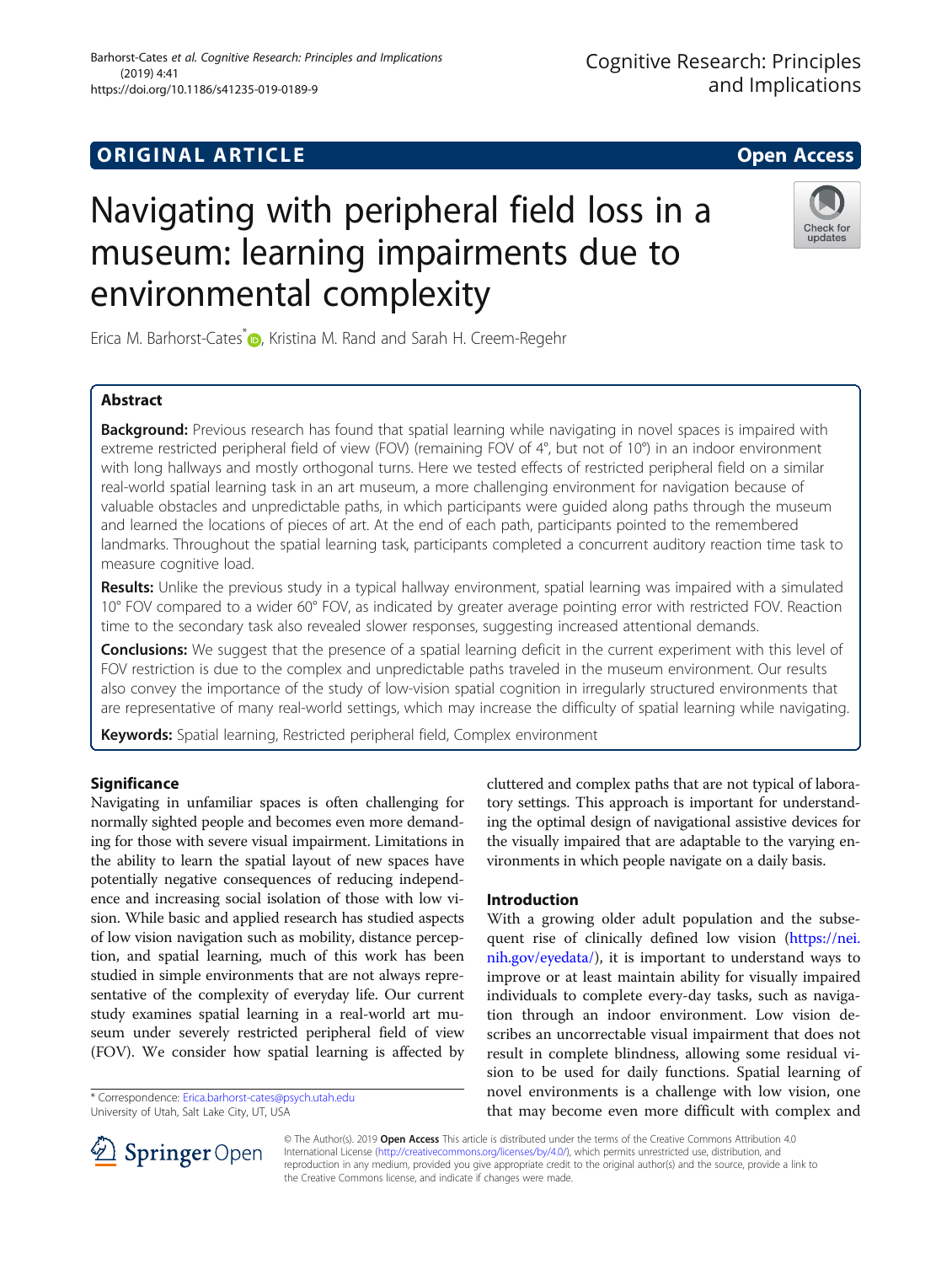ORIGINAL ARTICLE

Open Access

# Navigating with peripheral field loss in a museum: learning impairments due to environmental complexity

Erica M. Barhorst-Cates*, Kristina M. Rand and Sarah H. Creem-Regehr

## Abstract

**Background:** Previous research has found that spatial learning while navigating in novel spaces is impaired with extreme restricted peripheral field of view (FOV) (remaining FOV of 4°, but not of 10°) in an indoor environment with long hallways and mostly orthogonal turns. Here we tested effects of restricted peripheral field on a similar real-world spatial learning task in an art museum, a more challenging environment for navigation because of valuable obstacles and unpredictable paths, in which participants were guided along paths through the museum and learned the locations of pieces of art. At the end of each path, participants pointed to the remembered landmarks. Throughout the spatial learning task, participants completed a concurrent auditory reaction time task to measure cognitive load.

**Results:** Unlike the previous study in a typical hallway environment, spatial learning was impaired with a simulated 10° FOV compared to a wider 60° FOV, as indicated by greater average pointing error with restricted FOV. Reaction time to the secondary task also revealed slower responses, suggesting increased attentional demands.

**Conclusions:** We suggest that the presence of a spatial learning deficit in the current experiment with this level of FOV restriction is due to the complex and unpredictable paths traveled in the museum environment. Our results also convey the importance of the study of low-vision spatial cognition in irregularly structured environments that are representative of many real-world settings, which may increase the difficulty of spatial learning while navigating.

**Keywords:** Spatial learning, Restricted peripheral field, Complex environment

## Significance

Navigating in unfamiliar spaces is often challenging for normally sighted people and becomes even more demanding for those with severe visual impairment. Limitations in the ability to learn the spatial layout of new spaces have potentially negative consequences of reducing independence and increasing social isolation of those with low vision. While basic and applied research has studied aspects of low vision navigation such as mobility, distance perception, and spatial learning, much of this work has been studied in simple environments that are not always representative of the complexity of everyday life. Our current study examines spatial learning in a real-world art museum under severely restricted peripheral field of view (FOV). We consider how spatial learning is affected by cluttered and complex paths that are not typical of laboratory settings. This approach is important for understanding the optimal design of navigational assistive devices for the visually impaired that are adaptable to the varying environments in which people navigate on a daily basis.

## Introduction

With a growing older adult population and the subsequent rise of clinically defined low vision (https://nei.nih.gov/eyedata/), it is important to understand ways to improve or at least maintain ability for visually impaired individuals to complete every-day tasks, such as navigation through an indoor environment. Low vision describes an uncorrectable visual impairment that does not result in complete blindness, allowing some residual vision to be used for daily functions. Spatial learning of novel environments is a challenge with low vision, one that may become even more difficult with complex and

* Correspondence: Erica.barhorst-cates@psych.utah.edu
University of Utah, Salt Lake City, UT, USA

© The Author(s). 2019 **Open Access** This article is distributed under the terms of the Creative Commons Attribution 4.0 International License (http://creativecommons.org/licenses/by/4.0/), which permits unrestricted use, distribution, and reproduction in any medium, provided you give appropriate credit to the original author(s) and the source, provide a link to the Creative Commons license, and indicate if changes were made.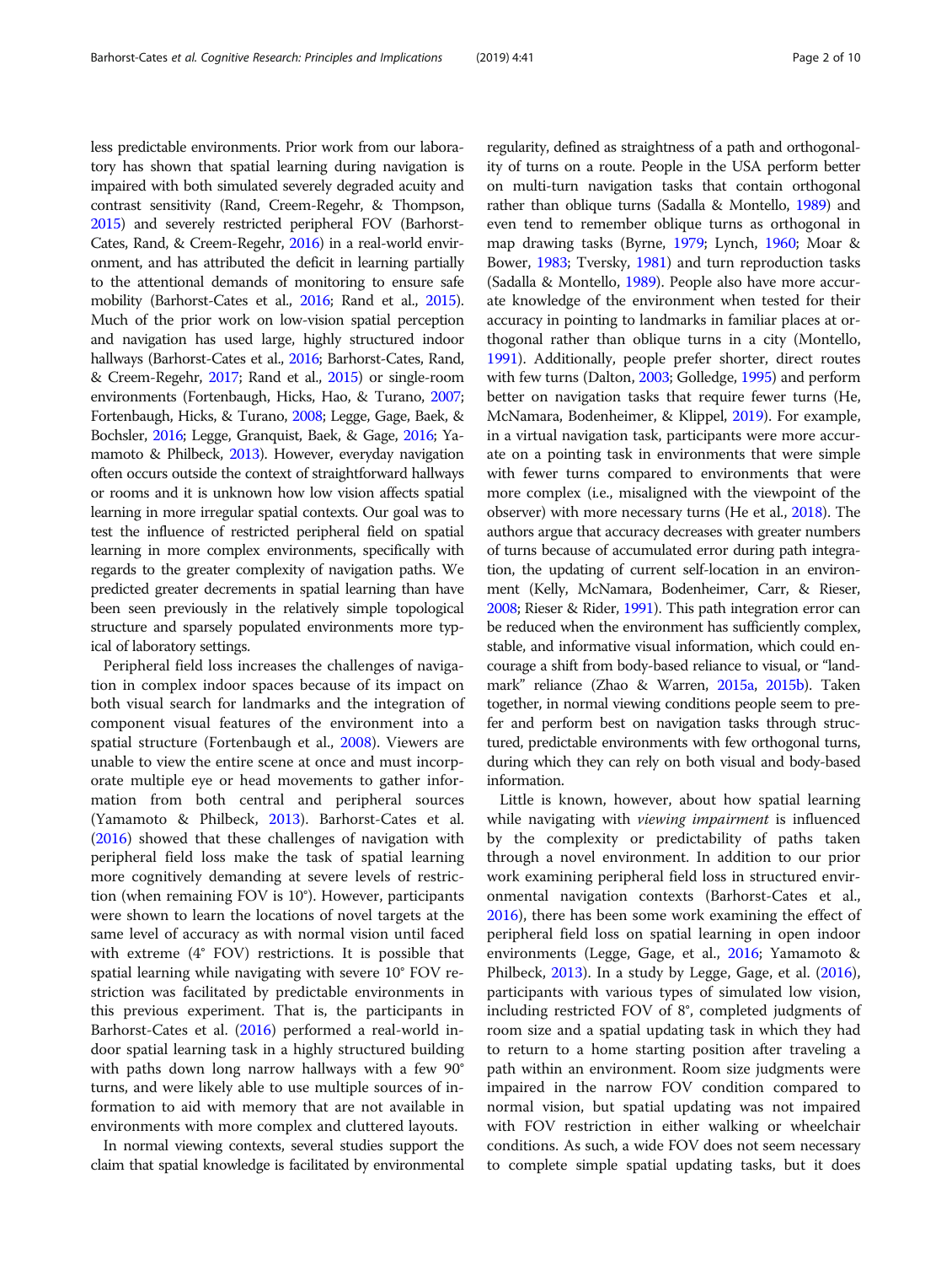less predictable environments. Prior work from our laboratory has shown that spatial learning during navigation is impaired with both simulated severely degraded acuity and contrast sensitivity (Rand, Creem-Regehr, & Thompson, 2015) and severely restricted peripheral FOV (Barhorst-Cates, Rand, & Creem-Regehr, 2016) in a real-world environment, and has attributed the deficit in learning partially to the attentional demands of monitoring to ensure safe mobility (Barhorst-Cates et al., 2016; Rand et al., 2015). Much of the prior work on low-vision spatial perception and navigation has used large, highly structured indoor hallways (Barhorst-Cates et al., 2016; Barhorst-Cates, Rand, & Creem-Regehr, 2017; Rand et al., 2015) or single-room environments (Fortenbaugh, Hicks, Hao, & Turano, 2007; Fortenbaugh, Hicks, & Turano, 2008; Legge, Gage, Baek, & Bochsler, 2016; Legge, Granquist, Baek, & Gage, 2016; Yamamoto & Philbeck, 2013). However, everyday navigation often occurs outside the context of straightforward hallways or rooms and it is unknown how low vision affects spatial learning in more irregular spatial contexts. Our goal was to test the influence of restricted peripheral field on spatial learning in more complex environments, specifically with regards to the greater complexity of navigation paths. We predicted greater decrements in spatial learning than have been seen previously in the relatively simple topological structure and sparsely populated environments more typical of laboratory settings.

Peripheral field loss increases the challenges of navigation in complex indoor spaces because of its impact on both visual search for landmarks and the integration of component visual features of the environment into a spatial structure (Fortenbaugh et al., 2008). Viewers are unable to view the entire scene at once and must incorporate multiple eye or head movements to gather information from both central and peripheral sources (Yamamoto & Philbeck, 2013). Barhorst-Cates et al. (2016) showed that these challenges of navigation with peripheral field loss make the task of spatial learning more cognitively demanding at severe levels of restriction (when remaining FOV is 10°). However, participants were shown to learn the locations of novel targets at the same level of accuracy as with normal vision until faced with extreme (4° FOV) restrictions. It is possible that spatial learning while navigating with severe 10° FOV restriction was facilitated by predictable environments in this previous experiment. That is, the participants in Barhorst-Cates et al. (2016) performed a real-world indoor spatial learning task in a highly structured building with paths down long narrow hallways with a few 90° turns, and were likely able to use multiple sources of information to aid with memory that are not available in environments with more complex and cluttered layouts.

In normal viewing contexts, several studies support the claim that spatial knowledge is facilitated by environmental regularity, defined as straightness of a path and orthogonality of turns on a route. People in the USA perform better on multi-turn navigation tasks that contain orthogonal rather than oblique turns (Sadalla & Montello, 1989) and even tend to remember oblique turns as orthogonal in map drawing tasks (Byrne, 1979; Lynch, 1960; Moar & Bower, 1983; Tversky, 1981) and turn reproduction tasks (Sadalla & Montello, 1989). People also have more accurate knowledge of the environment when tested for their accuracy in pointing to landmarks in familiar places at orthogonal rather than oblique turns in a city (Montello, 1991). Additionally, people prefer shorter, direct routes with few turns (Dalton, 2003; Golledge, 1995) and perform better on navigation tasks that require fewer turns (He, McNamara, Bodenheimer, & Klippel, 2019). For example, in a virtual navigation task, participants were more accurate on a pointing task in environments that were simple with fewer turns compared to environments that were more complex (i.e., misaligned with the viewpoint of the observer) with more necessary turns (He et al., 2018). The authors argue that accuracy decreases with greater numbers of turns because of accumulated error during path integration, the updating of current self-location in an environment (Kelly, McNamara, Bodenheimer, Carr, & Rieser, 2008; Rieser & Rider, 1991). This path integration error can be reduced when the environment has sufficiently complex, stable, and informative visual information, which could encourage a shift from body-based reliance to visual, or "landmark" reliance (Zhao & Warren, 2015a, 2015b). Taken together, in normal viewing conditions people seem to prefer and perform best on navigation tasks through structured, predictable environments with few orthogonal turns, during which they can rely on both visual and body-based information.

Little is known, however, about how spatial learning while navigating with *viewing impairment* is influenced by the complexity or predictability of paths taken through a novel environment. In addition to our prior work examining peripheral field loss in structured environmental navigation contexts (Barhorst-Cates et al., 2016), there has been some work examining the effect of peripheral field loss on spatial learning in open indoor environments (Legge, Gage, et al., 2016; Yamamoto & Philbeck, 2013). In a study by Legge, Gage, et al. (2016), participants with various types of simulated low vision, including restricted FOV of 8°, completed judgments of room size and a spatial updating task in which they had to return to a home starting position after traveling a path within an environment. Room size judgments were impaired in the narrow FOV condition compared to normal vision, but spatial updating was not impaired with FOV restriction in either walking or wheelchair conditions. As such, a wide FOV does not seem necessary to complete simple spatial updating tasks, but it does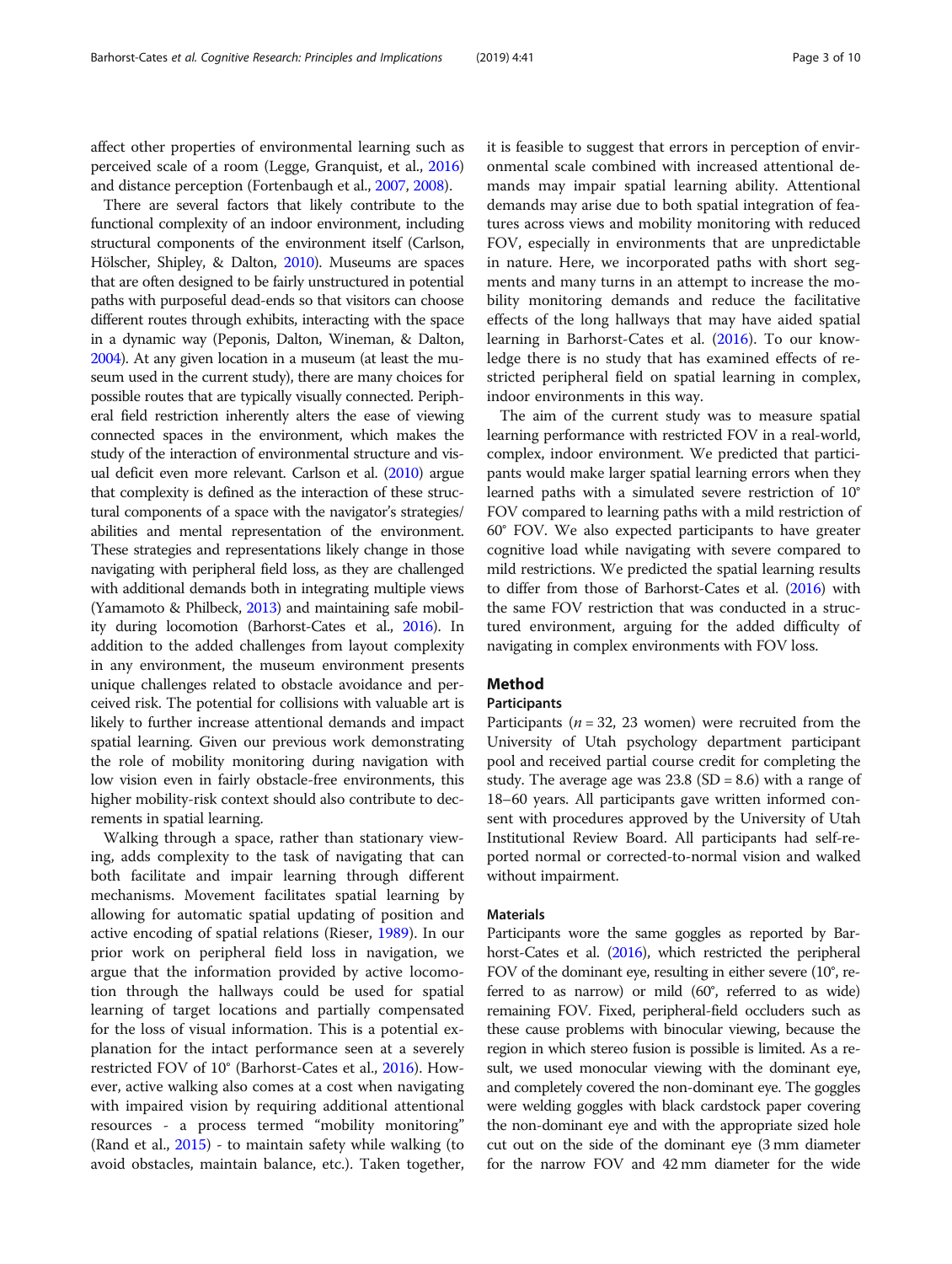affect other properties of environmental learning such as perceived scale of a room (Legge, Granquist, et al., 2016) and distance perception (Fortenbaugh et al., 2007, 2008).

There are several factors that likely contribute to the functional complexity of an indoor environment, including structural components of the environment itself (Carlson, Hölscher, Shipley, & Dalton, 2010). Museums are spaces that are often designed to be fairly unstructured in potential paths with purposeful dead-ends so that visitors can choose different routes through exhibits, interacting with the space in a dynamic way (Peponis, Dalton, Wineman, & Dalton, 2004). At any given location in a museum (at least the museum used in the current study), there are many choices for possible routes that are typically visually connected. Peripheral field restriction inherently alters the ease of viewing connected spaces in the environment, which makes the study of the interaction of environmental structure and visual deficit even more relevant. Carlson et al. (2010) argue that complexity is defined as the interaction of these structural components of a space with the navigator's strategies/abilities and mental representation of the environment. These strategies and representations likely change in those navigating with peripheral field loss, as they are challenged with additional demands both in integrating multiple views (Yamamoto & Philbeck, 2013) and maintaining safe mobility during locomotion (Barhorst-Cates et al., 2016). In addition to the added challenges from layout complexity in any environment, the museum environment presents unique challenges related to obstacle avoidance and perceived risk. The potential for collisions with valuable art is likely to further increase attentional demands and impact spatial learning. Given our previous work demonstrating the role of mobility monitoring during navigation with low vision even in fairly obstacle-free environments, this higher mobility-risk context should also contribute to decrements in spatial learning.

Walking through a space, rather than stationary viewing, adds complexity to the task of navigating that can both facilitate and impair learning through different mechanisms. Movement facilitates spatial learning by allowing for automatic spatial updating of position and active encoding of spatial relations (Rieser, 1989). In our prior work on peripheral field loss in navigation, we argue that the information provided by active locomotion through the hallways could be used for spatial learning of target locations and partially compensated for the loss of visual information. This is a potential explanation for the intact performance seen at a severely restricted FOV of 10° (Barhorst-Cates et al., 2016). However, active walking also comes at a cost when navigating with impaired vision by requiring additional attentional resources - a process termed "mobility monitoring" (Rand et al., 2015) - to maintain safety while walking (to avoid obstacles, maintain balance, etc.). Taken together, it is feasible to suggest that errors in perception of environmental scale combined with increased attentional demands may impair spatial learning ability. Attentional demands may arise due to both spatial integration of features across views and mobility monitoring with reduced FOV, especially in environments that are unpredictable in nature. Here, we incorporated paths with short segments and many turns in an attempt to increase the mobility monitoring demands and reduce the facilitative effects of the long hallways that may have aided spatial learning in Barhorst-Cates et al. (2016). To our knowledge there is no study that has examined effects of restricted peripheral field on spatial learning in complex, indoor environments in this way.

The aim of the current study was to measure spatial learning performance with restricted FOV in a real-world, complex, indoor environment. We predicted that participants would make larger spatial learning errors when they learned paths with a simulated severe restriction of 10° FOV compared to learning paths with a mild restriction of 60° FOV. We also expected participants to have greater cognitive load while navigating with severe compared to mild restrictions. We predicted the spatial learning results to differ from those of Barhorst-Cates et al. (2016) with the same FOV restriction that was conducted in a structured environment, arguing for the added difficulty of navigating in complex environments with FOV loss.

## Method

### Participants

Participants ($n = 32$, 23 women) were recruited from the University of Utah psychology department participant pool and received partial course credit for completing the study. The average age was 23.8 (SD = 8.6) with a range of 18–60 years. All participants gave written informed consent with procedures approved by the University of Utah Institutional Review Board. All participants had self-reported normal or corrected-to-normal vision and walked without impairment.

### Materials

Participants wore the same goggles as reported by Barhorst-Cates et al. (2016), which restricted the peripheral FOV of the dominant eye, resulting in either severe (10°, referred to as narrow) or mild (60°, referred to as wide) remaining FOV. Fixed, peripheral-field occluders such as these cause problems with binocular viewing, because the region in which stereo fusion is possible is limited. As a result, we used monocular viewing with the dominant eye, and completely covered the non-dominant eye. The goggles were welding goggles with black cardstock paper covering the non-dominant eye and with the appropriate sized hole cut out on the side of the dominant eye (3 mm diameter for the narrow FOV and 42 mm diameter for the wide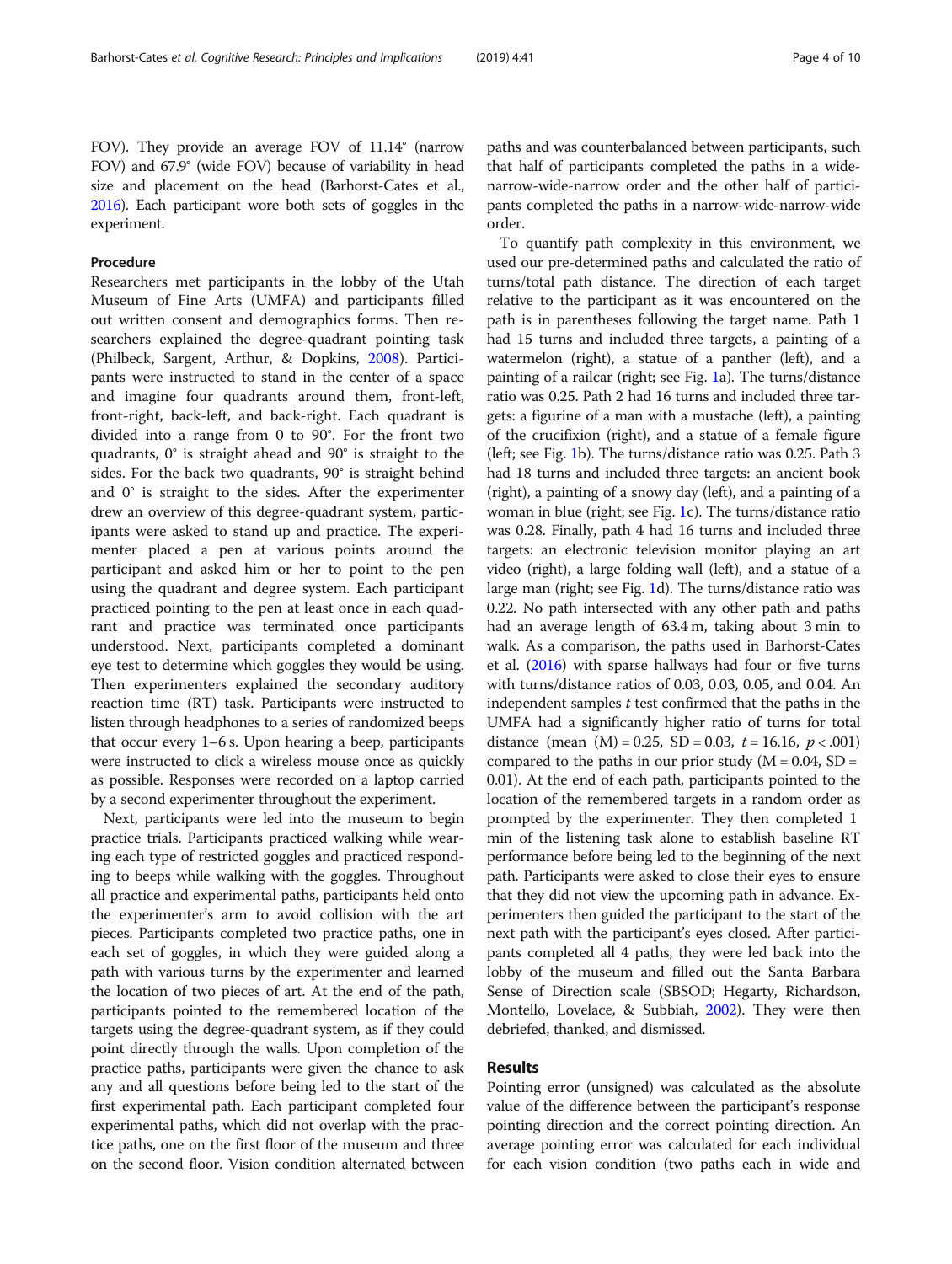FOV). They provide an average FOV of 11.14° (narrow FOV) and 67.9° (wide FOV) because of variability in head size and placement on the head (Barhorst-Cates et al., 2016). Each participant wore both sets of goggles in the experiment.

### Procedure

Researchers met participants in the lobby of the Utah Museum of Fine Arts (UMFA) and participants filled out written consent and demographics forms. Then researchers explained the degree-quadrant pointing task (Philbeck, Sargent, Arthur, & Dopkins, 2008). Participants were instructed to stand in the center of a space and imagine four quadrants around them, front-left, front-right, back-left, and back-right. Each quadrant is divided into a range from 0 to 90°. For the front two quadrants, 0° is straight ahead and 90° is straight to the sides. For the back two quadrants, 90° is straight behind and 0° is straight to the sides. After the experimenter drew an overview of this degree-quadrant system, participants were asked to stand up and practice. The experimenter placed a pen at various points around the participant and asked him or her to point to the pen using the quadrant and degree system. Each participant practiced pointing to the pen at least once in each quadrant and practice was terminated once participants understood. Next, participants completed a dominant eye test to determine which goggles they would be using. Then experimenters explained the secondary auditory reaction time (RT) task. Participants were instructed to listen through headphones to a series of randomized beeps that occur every 1–6 s. Upon hearing a beep, participants were instructed to click a wireless mouse once as quickly as possible. Responses were recorded on a laptop carried by a second experimenter throughout the experiment.

Next, participants were led into the museum to begin practice trials. Participants practiced walking while wearing each type of restricted goggles and practiced responding to beeps while walking with the goggles. Throughout all practice and experimental paths, participants held onto the experimenter's arm to avoid collision with the art pieces. Participants completed two practice paths, one in each set of goggles, in which they were guided along a path with various turns by the experimenter and learned the location of two pieces of art. At the end of the path, participants pointed to the remembered location of the targets using the degree-quadrant system, as if they could point directly through the walls. Upon completion of the practice paths, participants were given the chance to ask any and all questions before being led to the start of the first experimental path. Each participant completed four experimental paths, which did not overlap with the practice paths, one on the first floor of the museum and three on the second floor. Vision condition alternated between paths and was counterbalanced between participants, such that half of participants completed the paths in a wide-narrow-wide-narrow order and the other half of participants completed the paths in a narrow-wide-narrow-wide order.

To quantify path complexity in this environment, we used our pre-determined paths and calculated the ratio of turns/total path distance. The direction of each target relative to the participant as it was encountered on the path is in parentheses following the target name. Path 1 had 15 turns and included three targets, a painting of a watermelon (right), a statue of a panther (left), and a painting of a railcar (right; see Fig. 1a). The turns/distance ratio was 0.25. Path 2 had 16 turns and included three targets: a figurine of a man with a mustache (left), a painting of the crucifixion (right), and a statue of a female figure (left; see Fig. 1b). The turns/distance ratio was 0.25. Path 3 had 18 turns and included three targets: an ancient book (right), a painting of a snowy day (left), and a painting of a woman in blue (right; see Fig. 1c). The turns/distance ratio was 0.28. Finally, path 4 had 16 turns and included three targets: an electronic television monitor playing an art video (right), a large folding wall (left), and a statue of a large man (right; see Fig. 1d). The turns/distance ratio was 0.22. No path intersected with any other path and paths had an average length of 63.4 m, taking about 3 min to walk. As a comparison, the paths used in Barhorst-Cates et al. (2016) with sparse hallways had four or five turns with turns/distance ratios of 0.03, 0.03, 0.05, and 0.04. An independent samples $t$ test confirmed that the paths in the UMFA had a significantly higher ratio of turns for total distance (mean (M) = 0.25, SD = 0.03, $t = 16.16$, $p < .001$) compared to the paths in our prior study (M = 0.04, SD = 0.01). At the end of each path, participants pointed to the location of the remembered targets in a random order as prompted by the experimenter. They then completed 1 min of the listening task alone to establish baseline RT performance before being led to the beginning of the next path. Participants were asked to close their eyes to ensure that they did not view the upcoming path in advance. Experimenters then guided the participant to the start of the next path with the participant's eyes closed. After participants completed all 4 paths, they were led back into the lobby of the museum and filled out the Santa Barbara Sense of Direction scale (SBSOD; Hegarty, Richardson, Montello, Lovelace, & Subbiah, 2002). They were then debriefed, thanked, and dismissed.

## Results

Pointing error (unsigned) was calculated as the absolute value of the difference between the participant's response pointing direction and the correct pointing direction. An average pointing error was calculated for each individual for each vision condition (two paths each in wide and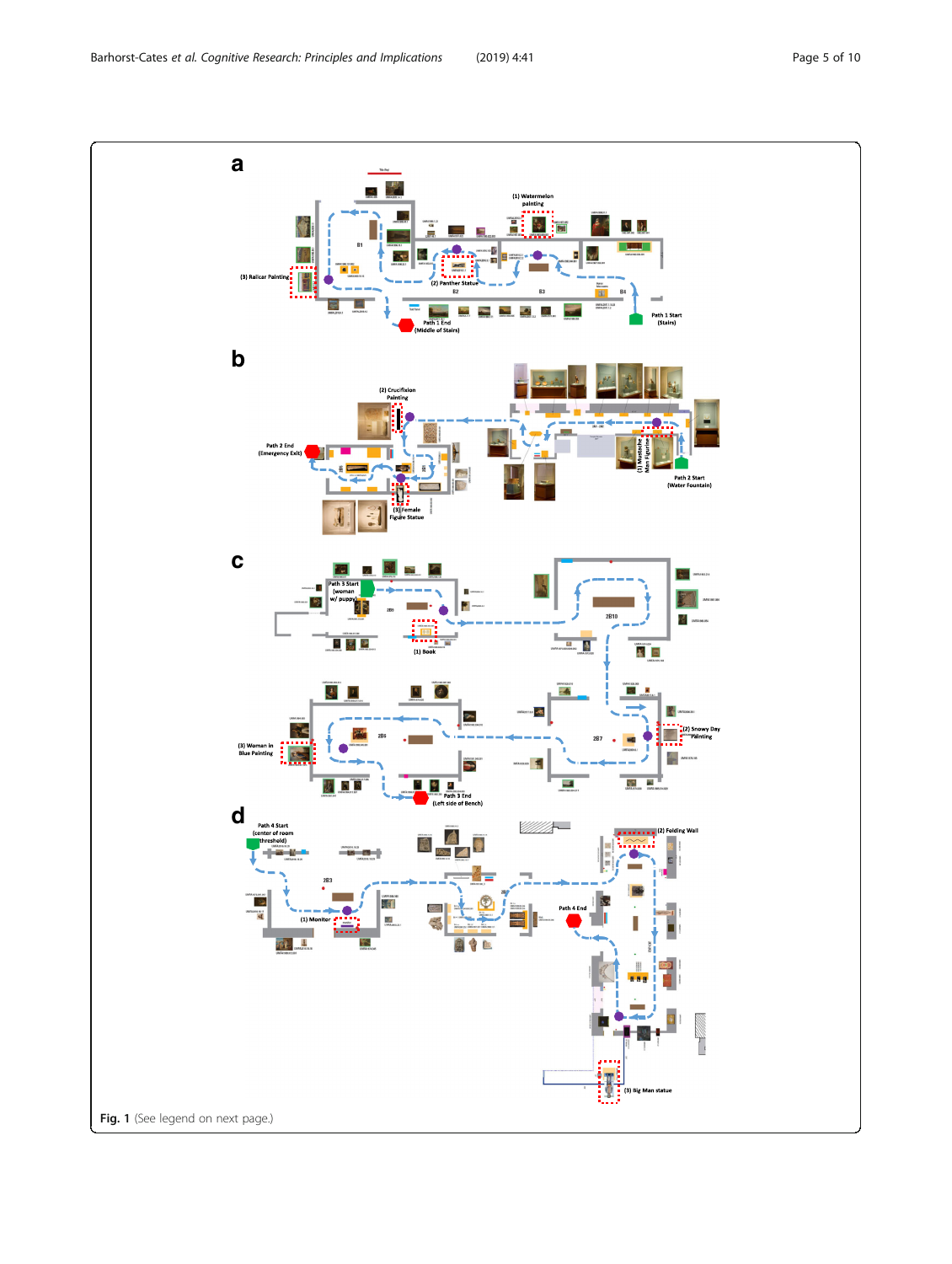**Fig. 1** (See legend on next page.)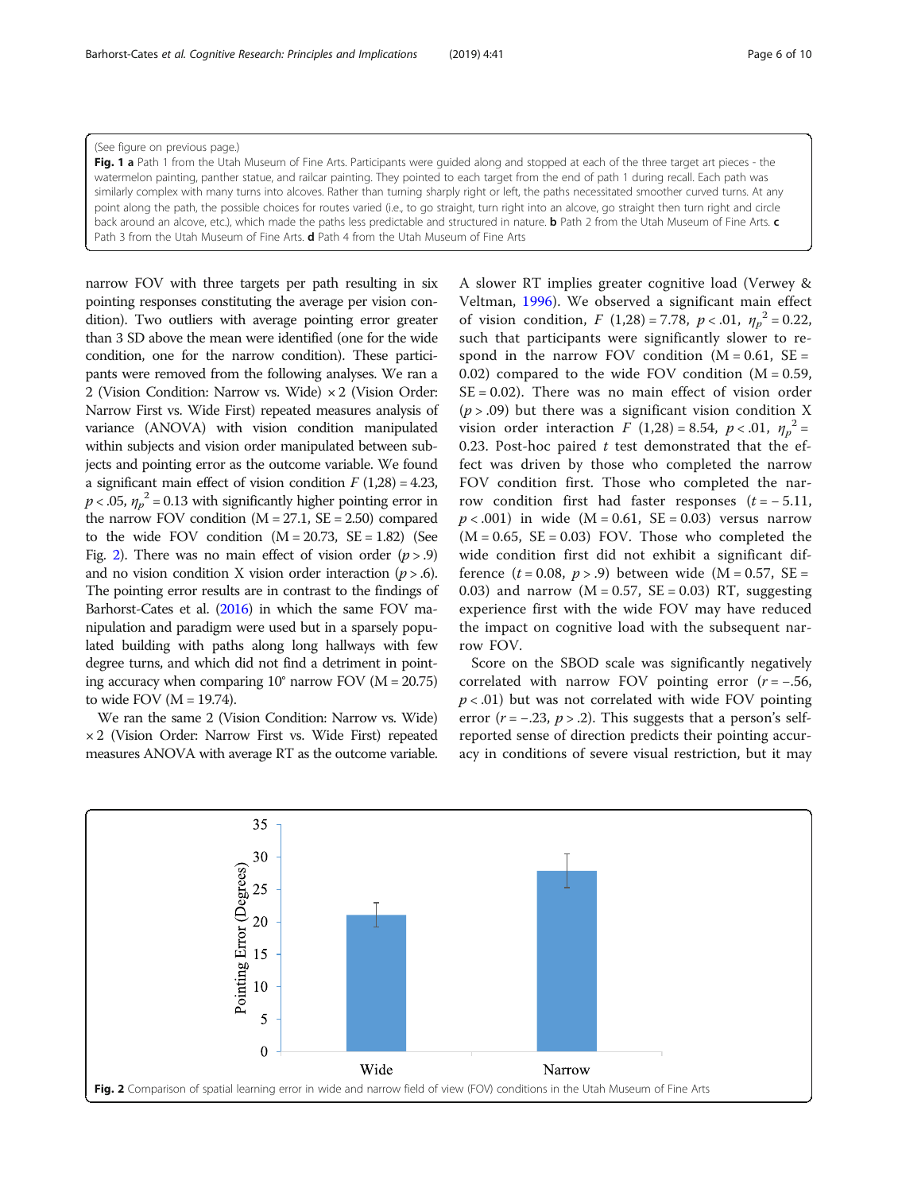(See figure on previous page.)

**Fig. 1 a** Path 1 from the Utah Museum of Fine Arts. Participants were guided along and stopped at each of the three target art pieces - the watermelon painting, panther statue, and railcar painting. They pointed to each target from the end of path 1 during recall. Each path was similarly complex with many turns into alcoves. Rather than turning sharply right or left, the paths necessitated smoother curved turns. At any point along the path, the possible choices for routes varied (i.e., to go straight, turn right into an alcove, go straight then turn right and circle back around an alcove, etc.), which made the paths less predictable and structured in nature. **b** Path 2 from the Utah Museum of Fine Arts. **c** Path 3 from the Utah Museum of Fine Arts. **d** Path 4 from the Utah Museum of Fine Arts

narrow FOV with three targets per path resulting in six pointing responses constituting the average per vision condition). Two outliers with average pointing error greater than 3 SD above the mean were identified (one for the wide condition, one for the narrow condition). These participants were removed from the following analyses. We ran a 2 (Vision Condition: Narrow vs. Wide) × 2 (Vision Order: Narrow First vs. Wide First) repeated measures analysis of variance (ANOVA) with vision condition manipulated within subjects and vision order manipulated between subjects and pointing error as the outcome variable. We found a significant main effect of vision condition $F$ (1,28) = 4.23, $p < .05$, $\eta_p^2 = 0.13$ with significantly higher pointing error in the narrow FOV condition (M = 27.1, SE = 2.50) compared to the wide FOV condition (M = 20.73, SE = 1.82) (See Fig. 2). There was no main effect of vision order ($p > .9$) and no vision condition X vision order interaction ($p > .6$). The pointing error results are in contrast to the findings of Barhorst-Cates et al. (2016) in which the same FOV manipulation and paradigm were used but in a sparsely populated building with paths along long hallways with few degree turns, and which did not find a detriment in pointing accuracy when comparing 10° narrow FOV (M = 20.75) to wide FOV (M = 19.74).

We ran the same 2 (Vision Condition: Narrow vs. Wide) × 2 (Vision Order: Narrow First vs. Wide First) repeated measures ANOVA with average RT as the outcome variable. A slower RT implies greater cognitive load (Verwey & Veltman, 1996). We observed a significant main effect of vision condition, $F$ (1,28) = 7.78, $p < .01$, $\eta_p^2 = 0.22$, such that participants were significantly slower to respond in the narrow FOV condition (M = 0.61, SE = 0.02) compared to the wide FOV condition (M = 0.59, SE = 0.02). There was no main effect of vision order ($p > .09$) but there was a significant vision condition X vision order interaction $F$ (1,28) = 8.54, $p < .01$, $\eta_p^2 = 0.23$. Post-hoc paired $t$ test demonstrated that the effect was driven by those who completed the narrow FOV condition first. Those who completed the narrow condition first had faster responses ($t = -5.11$, $p < .001$) in wide (M = 0.61, SE = 0.03) versus narrow (M = 0.65, SE = 0.03) FOV. Those who completed the wide condition first did not exhibit a significant difference ($t = 0.08$, $p > .9$) between wide (M = 0.57, SE = 0.03) and narrow (M = 0.57, SE = 0.03) RT, suggesting experience first with the wide FOV may have reduced the impact on cognitive load with the subsequent narrow FOV.

Score on the SBOD scale was significantly negatively correlated with narrow FOV pointing error ($r = -.56$, $p < .01$) but was not correlated with wide FOV pointing error ($r = -.23$, $p > .2$). This suggests that a person's self-reported sense of direction predicts their pointing accuracy in conditions of severe visual restriction, but it may

**Fig. 2** Comparison of spatial learning error in wide and narrow field of view (FOV) conditions in the Utah Museum of Fine Arts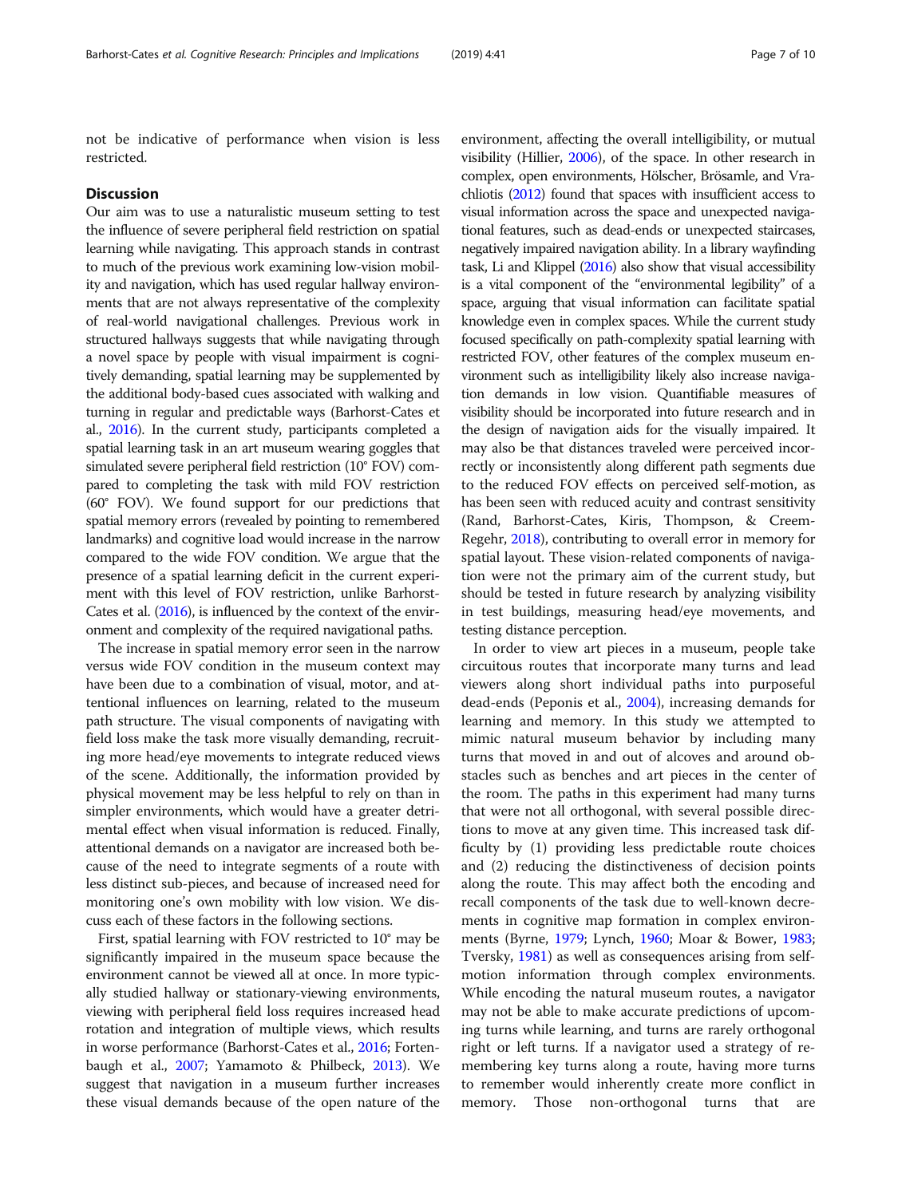not be indicative of performance when vision is less restricted.

## Discussion

Our aim was to use a naturalistic museum setting to test the influence of severe peripheral field restriction on spatial learning while navigating. This approach stands in contrast to much of the previous work examining low-vision mobility and navigation, which has used regular hallway environments that are not always representative of the complexity of real-world navigational challenges. Previous work in structured hallways suggests that while navigating through a novel space by people with visual impairment is cognitively demanding, spatial learning may be supplemented by the additional body-based cues associated with walking and turning in regular and predictable ways (Barhorst-Cates et al., 2016). In the current study, participants completed a spatial learning task in an art museum wearing goggles that simulated severe peripheral field restriction (10° FOV) compared to completing the task with mild FOV restriction (60° FOV). We found support for our predictions that spatial memory errors (revealed by pointing to remembered landmarks) and cognitive load would increase in the narrow compared to the wide FOV condition. We argue that the presence of a spatial learning deficit in the current experiment with this level of FOV restriction, unlike Barhorst-Cates et al. (2016), is influenced by the context of the environment and complexity of the required navigational paths.

The increase in spatial memory error seen in the narrow versus wide FOV condition in the museum context may have been due to a combination of visual, motor, and attentional influences on learning, related to the museum path structure. The visual components of navigating with field loss make the task more visually demanding, recruiting more head/eye movements to integrate reduced views of the scene. Additionally, the information provided by physical movement may be less helpful to rely on than in simpler environments, which would have a greater detrimental effect when visual information is reduced. Finally, attentional demands on a navigator are increased both because of the need to integrate segments of a route with less distinct sub-pieces, and because of increased need for monitoring one's own mobility with low vision. We discuss each of these factors in the following sections.

First, spatial learning with FOV restricted to 10° may be significantly impaired in the museum space because the environment cannot be viewed all at once. In more typically studied hallway or stationary-viewing environments, viewing with peripheral field loss requires increased head rotation and integration of multiple views, which results in worse performance (Barhorst-Cates et al., 2016; Fortenbaugh et al., 2007; Yamamoto & Philbeck, 2013). We suggest that navigation in a museum further increases these visual demands because of the open nature of the environment, affecting the overall intelligibility, or mutual visibility (Hillier, 2006), of the space. In other research in complex, open environments, Hölscher, Brösamle, and Vrachliotis (2012) found that spaces with insufficient access to visual information across the space and unexpected navigational features, such as dead-ends or unexpected staircases, negatively impaired navigation ability. In a library wayfinding task, Li and Klippel (2016) also show that visual accessibility is a vital component of the "environmental legibility" of a space, arguing that visual information can facilitate spatial knowledge even in complex spaces. While the current study focused specifically on path-complexity spatial learning with restricted FOV, other features of the complex museum environment such as intelligibility likely also increase navigation demands in low vision. Quantifiable measures of visibility should be incorporated into future research and in the design of navigation aids for the visually impaired. It may also be that distances traveled were perceived incorrectly or inconsistently along different path segments due to the reduced FOV effects on perceived self-motion, as has been seen with reduced acuity and contrast sensitivity (Rand, Barhorst-Cates, Kiris, Thompson, & Creem-Regehr, 2018), contributing to overall error in memory for spatial layout. These vision-related components of navigation were not the primary aim of the current study, but should be tested in future research by analyzing visibility in test buildings, measuring head/eye movements, and testing distance perception.

In order to view art pieces in a museum, people take circuitous routes that incorporate many turns and lead viewers along short individual paths into purposeful dead-ends (Peponis et al., 2004), increasing demands for learning and memory. In this study we attempted to mimic natural museum behavior by including many turns that moved in and out of alcoves and around obstacles such as benches and art pieces in the center of the room. The paths in this experiment had many turns that were not all orthogonal, with several possible directions to move at any given time. This increased task difficulty by (1) providing less predictable route choices and (2) reducing the distinctiveness of decision points along the route. This may affect both the encoding and recall components of the task due to well-known decrements in cognitive map formation in complex environments (Byrne, 1979; Lynch, 1960; Moar & Bower, 1983; Tversky, 1981) as well as consequences arising from self-motion information through complex environments. While encoding the natural museum routes, a navigator may not be able to make accurate predictions of upcoming turns while learning, and turns are rarely orthogonal right or left turns. If a navigator used a strategy of remembering key turns along a route, having more turns to remember would inherently create more conflict in memory. Those non-orthogonal turns that are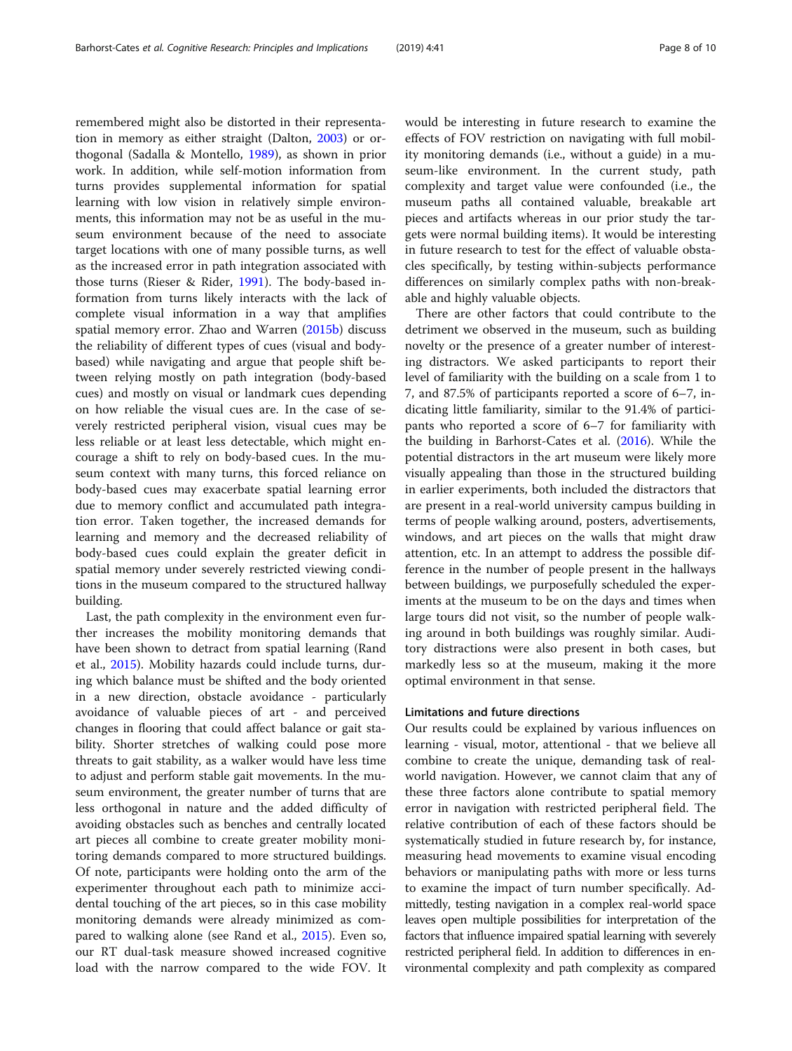remembered might also be distorted in their representation in memory as either straight (Dalton, 2003) or orthogonal (Sadalla & Montello, 1989), as shown in prior work. In addition, while self-motion information from turns provides supplemental information for spatial learning with low vision in relatively simple environments, this information may not be as useful in the museum environment because of the need to associate target locations with one of many possible turns, as well as the increased error in path integration associated with those turns (Rieser & Rider, 1991). The body-based information from turns likely interacts with the lack of complete visual information in a way that amplifies spatial memory error. Zhao and Warren (2015b) discuss the reliability of different types of cues (visual and body-based) while navigating and argue that people shift between relying mostly on path integration (body-based cues) and mostly on visual or landmark cues depending on how reliable the visual cues are. In the case of severely restricted peripheral vision, visual cues may be less reliable or at least less detectable, which might encourage a shift to rely on body-based cues. In the museum context with many turns, this forced reliance on body-based cues may exacerbate spatial learning error due to memory conflict and accumulated path integration error. Taken together, the increased demands for learning and memory and the decreased reliability of body-based cues could explain the greater deficit in spatial memory under severely restricted viewing conditions in the museum compared to the structured hallway building.

Last, the path complexity in the environment even further increases the mobility monitoring demands that have been shown to detract from spatial learning (Rand et al., 2015). Mobility hazards could include turns, during which balance must be shifted and the body oriented in a new direction, obstacle avoidance - particularly avoidance of valuable pieces of art - and perceived changes in flooring that could affect balance or gait stability. Shorter stretches of walking could pose more threats to gait stability, as a walker would have less time to adjust and perform stable gait movements. In the museum environment, the greater number of turns that are less orthogonal in nature and the added difficulty of avoiding obstacles such as benches and centrally located art pieces all combine to create greater mobility monitoring demands compared to more structured buildings. Of note, participants were holding onto the arm of the experimenter throughout each path to minimize accidental touching of the art pieces, so in this case mobility monitoring demands were already minimized as compared to walking alone (see Rand et al., 2015). Even so, our RT dual-task measure showed increased cognitive load with the narrow compared to the wide FOV. It would be interesting in future research to examine the effects of FOV restriction on navigating with full mobility monitoring demands (i.e., without a guide) in a museum-like environment. In the current study, path complexity and target value were confounded (i.e., the museum paths all contained valuable, breakable art pieces and artifacts whereas in our prior study the targets were normal building items). It would be interesting in future research to test for the effect of valuable obstacles specifically, by testing within-subjects performance differences on similarly complex paths with non-breakable and highly valuable objects.

There are other factors that could contribute to the detriment we observed in the museum, such as building novelty or the presence of a greater number of interesting distractors. We asked participants to report their level of familiarity with the building on a scale from 1 to 7, and 87.5% of participants reported a score of 6–7, indicating little familiarity, similar to the 91.4% of participants who reported a score of 6–7 for familiarity with the building in Barhorst-Cates et al. (2016). While the potential distractors in the art museum were likely more visually appealing than those in the structured building in earlier experiments, both included the distractors that are present in a real-world university campus building in terms of people walking around, posters, advertisements, windows, and art pieces on the walls that might draw attention, etc. In an attempt to address the possible difference in the number of people present in the hallways between buildings, we purposefully scheduled the experiments at the museum to be on the days and times when large tours did not visit, so the number of people walking around in both buildings was roughly similar. Auditory distractions were also present in both cases, but markedly less so at the museum, making it the more optimal environment in that sense.

## Limitations and future directions

Our results could be explained by various influences on learning - visual, motor, attentional - that we believe all combine to create the unique, demanding task of real-world navigation. However, we cannot claim that any of these three factors alone contribute to spatial memory error in navigation with restricted peripheral field. The relative contribution of each of these factors should be systematically studied in future research by, for instance, measuring head movements to examine visual encoding behaviors or manipulating paths with more or less turns to examine the impact of turn number specifically. Admittedly, testing navigation in a complex real-world space leaves open multiple possibilities for interpretation of the factors that influence impaired spatial learning with severely restricted peripheral field. In addition to differences in environmental complexity and path complexity as compared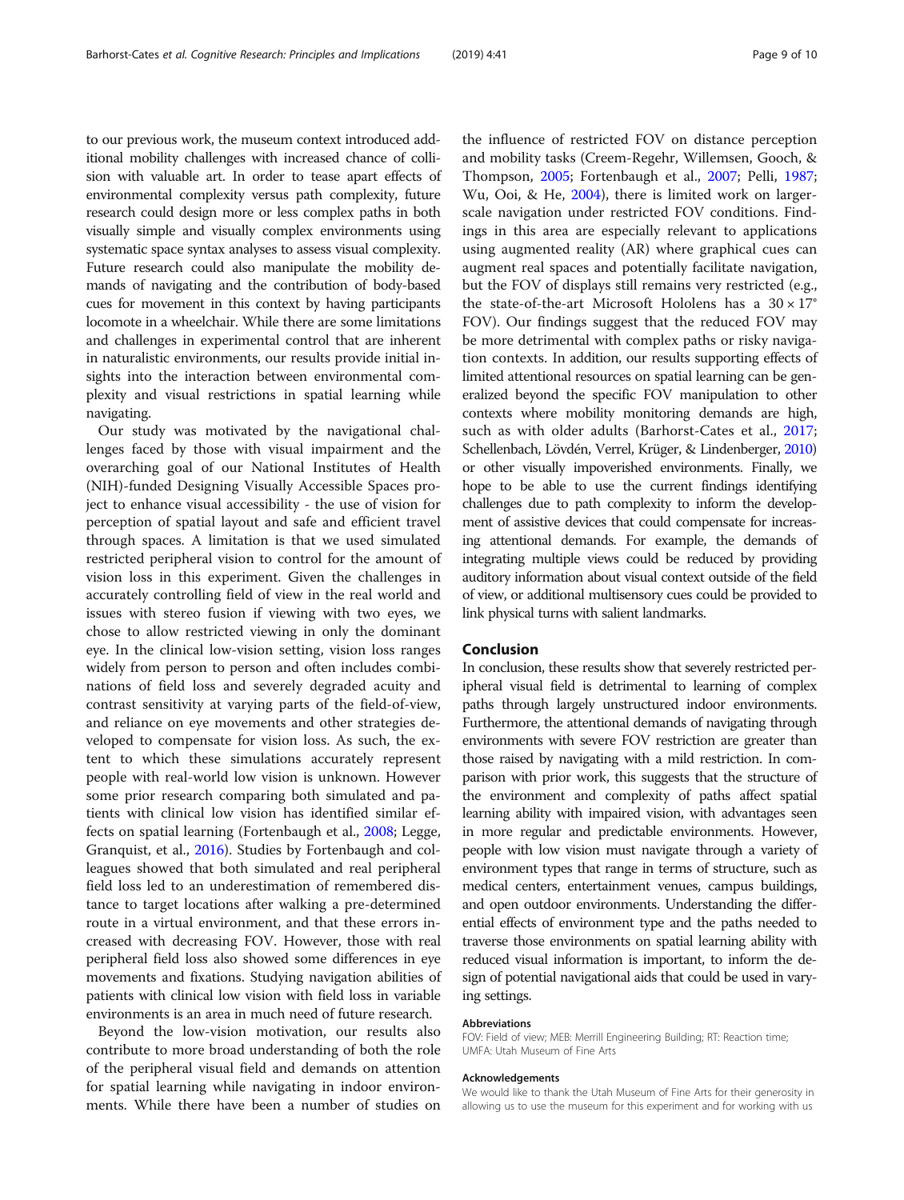to our previous work, the museum context introduced additional mobility challenges with increased chance of collision with valuable art. In order to tease apart effects of environmental complexity versus path complexity, future research could design more or less complex paths in both visually simple and visually complex environments using systematic space syntax analyses to assess visual complexity. Future research could also manipulate the mobility demands of navigating and the contribution of body-based cues for movement in this context by having participants locomote in a wheelchair. While there are some limitations and challenges in experimental control that are inherent in naturalistic environments, our results provide initial insights into the interaction between environmental complexity and visual restrictions in spatial learning while navigating.

Our study was motivated by the navigational challenges faced by those with visual impairment and the overarching goal of our National Institutes of Health (NIH)-funded Designing Visually Accessible Spaces project to enhance visual accessibility - the use of vision for perception of spatial layout and safe and efficient travel through spaces. A limitation is that we used simulated restricted peripheral vision to control for the amount of vision loss in this experiment. Given the challenges in accurately controlling field of view in the real world and issues with stereo fusion if viewing with two eyes, we chose to allow restricted viewing in only the dominant eye. In the clinical low-vision setting, vision loss ranges widely from person to person and often includes combinations of field loss and severely degraded acuity and contrast sensitivity at varying parts of the field-of-view, and reliance on eye movements and other strategies developed to compensate for vision loss. As such, the extent to which these simulations accurately represent people with real-world low vision is unknown. However some prior research comparing both simulated and patients with clinical low vision has identified similar effects on spatial learning (Fortenbaugh et al., 2008; Legge, Granquist, et al., 2016). Studies by Fortenbaugh and colleagues showed that both simulated and real peripheral field loss led to an underestimation of remembered distance to target locations after walking a pre-determined route in a virtual environment, and that these errors increased with decreasing FOV. However, those with real peripheral field loss also showed some differences in eye movements and fixations. Studying navigation abilities of patients with clinical low vision with field loss in variable environments is an area in much need of future research.

Beyond the low-vision motivation, our results also contribute to more broad understanding of both the role of the peripheral visual field and demands on attention for spatial learning while navigating in indoor environments. While there have been a number of studies on the influence of restricted FOV on distance perception and mobility tasks (Creem-Regehr, Willemsen, Gooch, & Thompson, 2005; Fortenbaugh et al., 2007; Pelli, 1987; Wu, Ooi, & He, 2004), there is limited work on larger-scale navigation under restricted FOV conditions. Findings in this area are especially relevant to applications using augmented reality (AR) where graphical cues can augment real spaces and potentially facilitate navigation, but the FOV of displays still remains very restricted (e.g., the state-of-the-art Microsoft Hololens has a $30 \times 17°$ FOV). Our findings suggest that the reduced FOV may be more detrimental with complex paths or risky navigation contexts. In addition, our results supporting effects of limited attentional resources on spatial learning can be generalized beyond the specific FOV manipulation to other contexts where mobility monitoring demands are high, such as with older adults (Barhorst-Cates et al., 2017; Schellenbach, Lövdén, Verrel, Krüger, & Lindenberger, 2010) or other visually impoverished environments. Finally, we hope to be able to use the current findings identifying challenges due to path complexity to inform the development of assistive devices that could compensate for increasing attentional demands. For example, the demands of integrating multiple views could be reduced by providing auditory information about visual context outside of the field of view, or additional multisensory cues could be provided to link physical turns with salient landmarks.

## Conclusion

In conclusion, these results show that severely restricted peripheral visual field is detrimental to learning of complex paths through largely unstructured indoor environments. Furthermore, the attentional demands of navigating through environments with severe FOV restriction are greater than those raised by navigating with a mild restriction. In comparison with prior work, this suggests that the structure of the environment and complexity of paths affect spatial learning ability with impaired vision, with advantages seen in more regular and predictable environments. However, people with low vision must navigate through a variety of environment types that range in terms of structure, such as medical centers, entertainment venues, campus buildings, and open outdoor environments. Understanding the differential effects of environment type and the paths needed to traverse those environments on spatial learning ability with reduced visual information is important, to inform the design of potential navigational aids that could be used in varying settings.

#### Abbreviations

FOV: Field of view; MEB: Merrill Engineering Building; RT: Reaction time; UMFA: Utah Museum of Fine Arts

#### Acknowledgements

We would like to thank the Utah Museum of Fine Arts for their generosity in allowing us to use the museum for this experiment and for working with us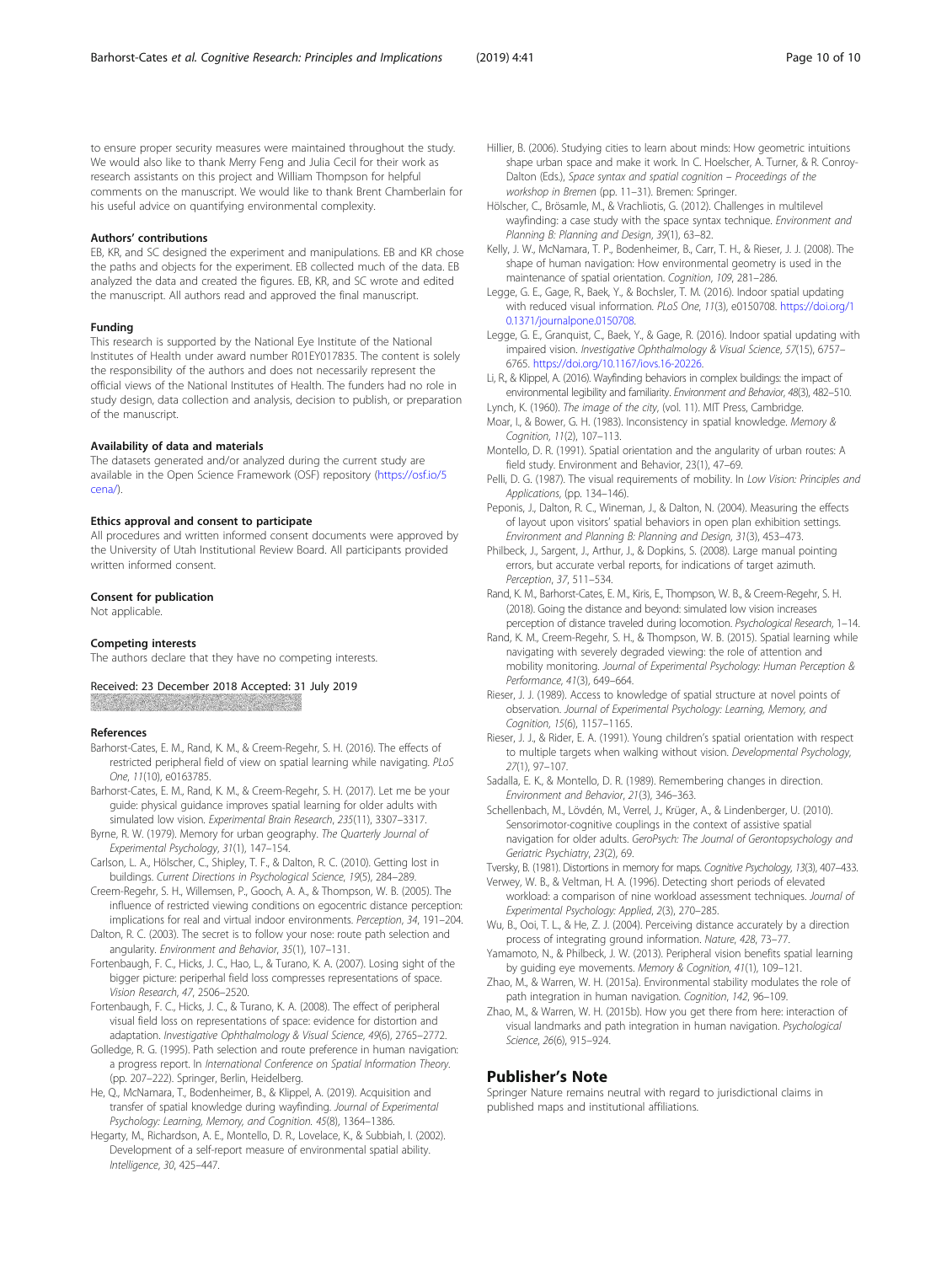to ensure proper security measures were maintained throughout the study. We would also like to thank Merry Feng and Julia Cecil for their work as research assistants on this project and William Thompson for helpful comments on the manuscript. We would like to thank Brent Chamberlain for his useful advice on quantifying environmental complexity.

### Authors' contributions

EB, KR, and SC designed the experiment and manipulations. EB and KR chose the paths and objects for the experiment. EB collected much of the data. EB analyzed the data and created the figures. EB, KR, and SC wrote and edited the manuscript. All authors read and approved the final manuscript.

### Funding

This research is supported by the National Eye Institute of the National Institutes of Health under award number R01EY017835. The content is solely the responsibility of the authors and does not necessarily represent the official views of the National Institutes of Health. The funders had no role in study design, data collection and analysis, decision to publish, or preparation of the manuscript.

### Availability of data and materials

The datasets generated and/or analyzed during the current study are available in the Open Science Framework (OSF) repository (https://osf.io/5cena/).

### Ethics approval and consent to participate

All procedures and written informed consent documents were approved by the University of Utah Institutional Review Board. All participants provided written informed consent.

### Consent for publication

Not applicable.

### Competing interests

The authors declare that they have no competing interests.

Received: 23 December 2018 Accepted: 31 July 2019

### References

Barhorst-Cates, E. M., Rand, K. M., & Creem-Regehr, S. H. (2016). The effects of restricted peripheral field of view on spatial learning while navigating. *PLoS One*, *11*(10), e0163785.

Barhorst-Cates, E. M., Rand, K. M., & Creem-Regehr, S. H. (2017). Let me be your guide: physical guidance improves spatial learning for older adults with simulated low vision. *Experimental Brain Research*, *235*(11), 3307–3317.

Byrne, R. W. (1979). Memory for urban geography. *The Quarterly Journal of Experimental Psychology*, *31*(1), 147–154.

Carlson, L. A., Hölscher, C., Shipley, T. F., & Dalton, R. C. (2010). Getting lost in buildings. *Current Directions in Psychological Science*, *19*(5), 284–289.

Creem-Regehr, S. H., Willemsen, P., Gooch, A. A., & Thompson, W. B. (2005). The influence of restricted viewing conditions on egocentric distance perception: implications for real and virtual indoor environments. *Perception*, *34*, 191–204.

Dalton, R. C. (2003). The secret is to follow your nose: route path selection and angularity. *Environment and Behavior*, *35*(1), 107–131.

Fortenbaugh, F. C., Hicks, J. C., Hao, L., & Turano, K. A. (2007). Losing sight of the bigger picture: peripheral field loss compresses representations of space. *Vision Research*, *47*, 2506–2520.

Fortenbaugh, F. C., Hicks, J. C., & Turano, K. A. (2008). The effect of peripheral visual field loss on representations of space: evidence for distortion and adaptation. *Investigative Ophthalmology & Visual Science*, *49*(6), 2765–2772.

Golledge, R. G. (1995). Path selection and route preference in human navigation: a progress report. In *International Conference on Spatial Information Theory*. (pp. 207–222). Springer, Berlin, Heidelberg.

He, Q., McNamara, T., Bodenheimer, B., & Klippel, A. (2019). Acquisition and transfer of spatial knowledge during wayfinding. *Journal of Experimental Psychology: Learning, Memory, and Cognition*. *45*(8), 1364–1386.

Hegarty, M., Richardson, A. E., Montello, D. R., Lovelace, K., & Subbiah, I. (2002). Development of a self-report measure of environmental spatial ability. *Intelligence*, *30*, 425–447.

Hillier, B. (2006). Studying cities to learn about minds: How geometric intuitions shape urban space and make it work. In C. Hoelscher, A. Turner, & R. Conroy-Dalton (Eds.), *Space syntax and spatial cognition – Proceedings of the workshop in Bremen* (pp. 11–31). Bremen: Springer.

Hölscher, C., Brösamle, M., & Vrachliotis, G. (2012). Challenges in multilevel wayfinding: a case study with the space syntax technique. *Environment and Planning B: Planning and Design*, *39*(1), 63–82.

Kelly, J. W., McNamara, T. P., Bodenheimer, B., Carr, T. H., & Rieser, J. J. (2008). The shape of human navigation: How environmental geometry is used in the maintenance of spatial orientation. *Cognition*, *109*, 281–286.

Legge, G. E., Gage, R., Baek, Y., & Bochsler, T. M. (2016). Indoor spatial updating with reduced visual information. *PLoS One*, *11*(3), e0150708. https://doi.org/10.1371/journalpone.0150708.

Legge, G. E., Granquist, C., Baek, Y., & Gage, R. (2016). Indoor spatial updating with impaired vision. *Investigative Ophthalmology & Visual Science*, *57*(15), 6757–6765. https://doi.org/10.1167/iovs.16-20226.

Li, R., & Klippel, A. (2016). Wayfinding behaviors in complex buildings: the impact of environmental legibility and familiarity. *Environment and Behavior*, *48*(3), 482–510.

Lynch, K. (1960). *The image of the city*, (vol. 11). MIT Press, Cambridge.

Moar, I., & Bower, G. H. (1983). Inconsistency in spatial knowledge. *Memory & Cognition*, *11*(2), 107–113.

Montello, D. R. (1991). Spatial orientation and the angularity of urban routes: A field study. Environment and Behavior, 23(1), 47–69.

Pelli, D. G. (1987). The visual requirements of mobility. In *Low Vision: Principles and Applications*, (pp. 134–146).

Peponis, J., Dalton, R. C., Wineman, J., & Dalton, N. (2004). Measuring the effects of layout upon visitors' spatial behaviors in open plan exhibition settings. *Environment and Planning B: Planning and Design*, *31*(3), 453–473.

Philbeck, J., Sargent, J., Arthur, J., & Dopkins, S. (2008). Large manual pointing errors, but accurate verbal reports, for indications of target azimuth. *Perception*, *37*, 511–534.

Rand, K. M., Barhorst-Cates, E. M., Kiris, E., Thompson, W. B., & Creem-Regehr, S. H. (2018). Going the distance and beyond: simulated low vision increases perception of distance traveled during locomotion. *Psychological Research*, 1–14.

Rand, K. M., Creem-Regehr, S. H., & Thompson, W. B. (2015). Spatial learning while navigating with severely degraded viewing: the role of attention and mobility monitoring. *Journal of Experimental Psychology: Human Perception & Performance*, *41*(3), 649–664.

Rieser, J. J. (1989). Access to knowledge of spatial structure at novel points of observation. *Journal of Experimental Psychology: Learning, Memory, and Cognition*, *15*(6), 1157–1165.

Rieser, J. J., & Rider, E. A. (1991). Young children's spatial orientation with respect to multiple targets when walking without vision. *Developmental Psychology*, *27*(1), 97–107.

Sadalla, E. K., & Montello, D. R. (1989). Remembering changes in direction. *Environment and Behavior*, *21*(3), 346–363.

Schellenbach, M., Lövdén, M., Verrel, J., Krüger, A., & Lindenberger, U. (2010). Sensorimotor-cognitive couplings in the context of assistive spatial navigation for older adults. *GeroPsych: The Journal of Gerontopsychology and Geriatric Psychiatry*, *23*(2), 69.

Tversky, B. (1981). Distortions in memory for maps. *Cognitive Psychology*, *13*(3), 407–433.

Verwey, W. B., & Veltman, H. A. (1996). Detecting short periods of elevated workload: a comparison of nine workload assessment techniques. *Journal of Experimental Psychology: Applied*, *2*(3), 270–285.

Wu, B., Ooi, T. L., & He, Z. J. (2004). Perceiving distance accurately by a direction process of integrating ground information. *Nature*, *428*, 73–77.

Yamamoto, N., & Philbeck, J. W. (2013). Peripheral vision benefits spatial learning by guiding eye movements. *Memory & Cognition*, *41*(1), 109–121.

Zhao, M., & Warren, W. H. (2015a). Environmental stability modulates the role of path integration in human navigation. *Cognition*, *142*, 96–109.

Zhao, M., & Warren, W. H. (2015b). How you get there from here: interaction of visual landmarks and path integration in human navigation. *Psychological Science*, *26*(6), 915–924.

## Publisher's Note

Springer Nature remains neutral with regard to jurisdictional claims in published maps and institutional affiliations.